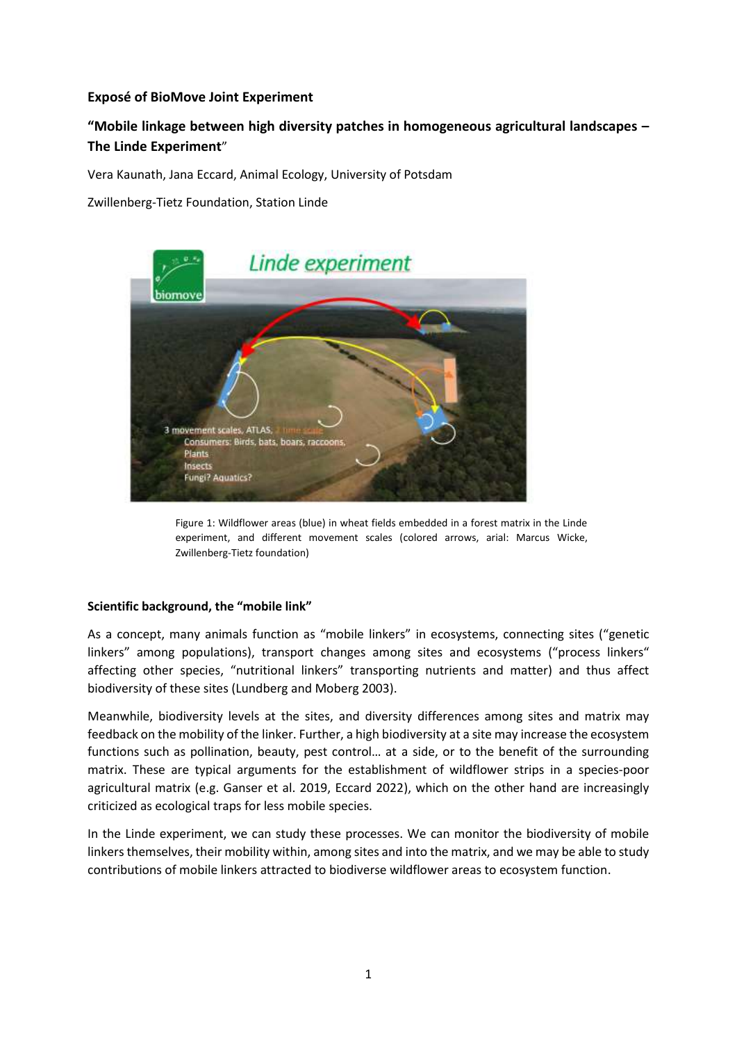**Exposé of BioMove Joint Experiment**

**"Mobile linkage between high diversity patches in homogeneous agricultural landscapes – The Linde Experiment"**

Vera Kaunath, Jana Eccard, Animal Ecology, University of Potsdam

Zwillenberg-Tietz Foundation, Station Linde

Figure 1: Wildflower areas (blue) in wheat fields embedded in a forest matrix in the Linde experiment, and different movement scales (colored arrows, arial: Marcus Wicke, Zwillenberg-Tietz foundation)

**Scientific background, the "mobile link"**

As a concept, many animals function as "mobile linkers" in ecosystems, connecting sites ("genetic linkers" among populations), transport changes among sites and ecosystems ("process linkers" affecting other species, "nutritional linkers" transporting nutrients and matter) and thus affect biodiversity of these sites (Lundberg and Moberg 2003).

Meanwhile, biodiversity levels at the sites, and diversity differences among sites and matrix may feedback on the mobility of the linker. Further, a high biodiversity at a site may increase the ecosystem functions such as pollination, beauty, pest control… at a side, or to the benefit of the surrounding matrix. These are typical arguments for the establishment of wildflower strips in a species-poor agricultural matrix (e.g. Ganser et al. 2019, Eccard 2022), which on the other hand are increasingly criticized as ecological traps for less mobile species.

In the Linde experiment, we can study these processes. We can monitor the biodiversity of mobile linkers themselves, their mobility within, among sites and into the matrix, and we may be able to study contributions of mobile linkers attracted to biodiverse wildflower areas to ecosystem function.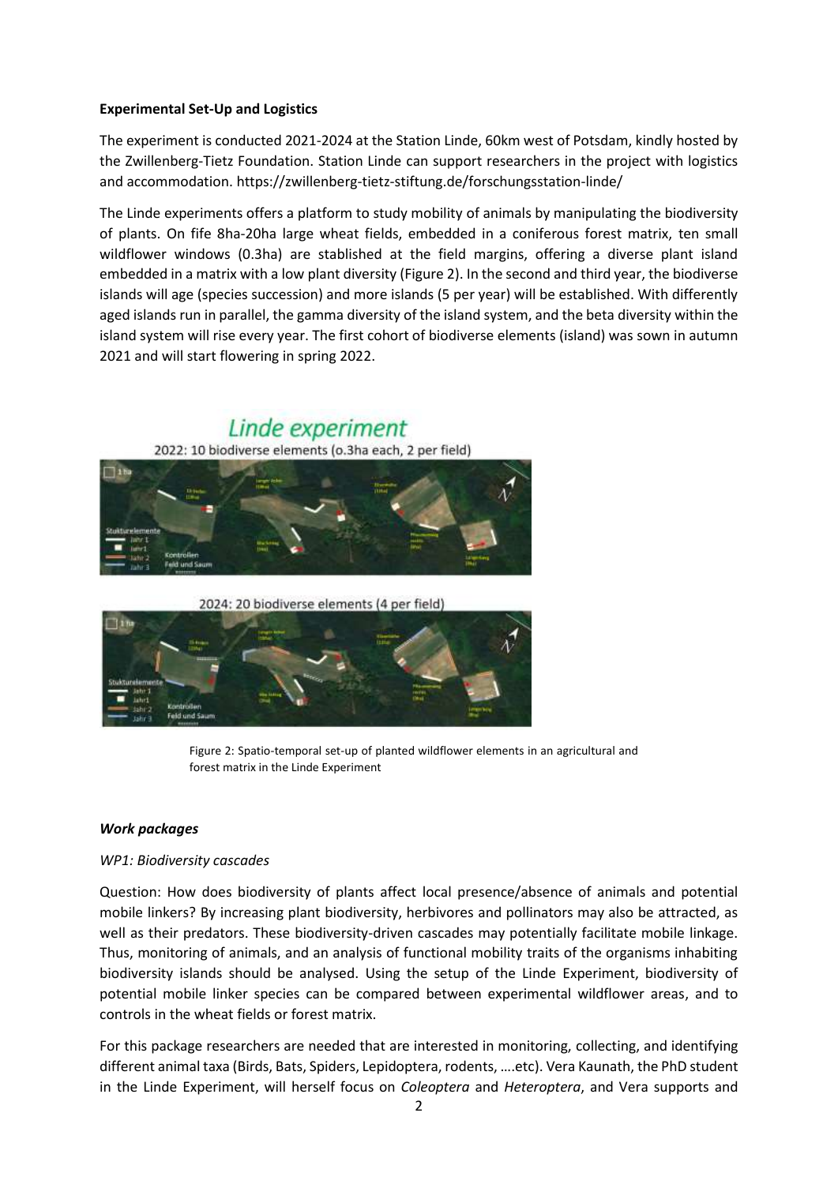**Experimental Set-Up and Logistics**

The experiment is conducted 2021-2024 at the Station Linde, 60km west of Potsdam, kindly hosted by the Zwillenberg-Tietz Foundation. Station Linde can support researchers in the project with logistics and accommodation. https://zwillenberg-tietz-stiftung.de/forschungsstation-linde/

The Linde experiments offers a platform to study mobility of animals by manipulating the biodiversity of plants. On fife 8ha-20ha large wheat fields, embedded in a coniferous forest matrix, ten small wildflower windows (0.3ha) are stablished at the field margins, offering a diverse plant island embedded in a matrix with a low plant diversity (Figure 2). In the second and third year, the biodiverse islands will age (species succession) and more islands (5 per year) will be established. With differently aged islands run in parallel, the gamma diversity of the island system, and the beta diversity within the island system will rise every year. The first cohort of biodiverse elements (island) was sown in autumn 2021 and will start flowering in spring 2022.

Figure 2: Spatio-temporal set-up of planted wildflower elements in an agricultural and forest matrix in the Linde Experiment

***Work packages***

*WP1: Biodiversity cascades*

Question: How does biodiversity of plants affect local presence/absence of animals and potential mobile linkers? By increasing plant biodiversity, herbivores and pollinators may also be attracted, as well as their predators. These biodiversity-driven cascades may potentially facilitate mobile linkage. Thus, monitoring of animals, and an analysis of functional mobility traits of the organisms inhabiting biodiversity islands should be analysed. Using the setup of the Linde Experiment, biodiversity of potential mobile linker species can be compared between experimental wildflower areas, and to controls in the wheat fields or forest matrix.

For this package researchers are needed that are interested in monitoring, collecting, and identifying different animal taxa (Birds, Bats, Spiders, Lepidoptera, rodents, ….etc). Vera Kaunath, the PhD student in the Linde Experiment, will herself focus on *Coleoptera* and *Heteroptera*, and Vera supports and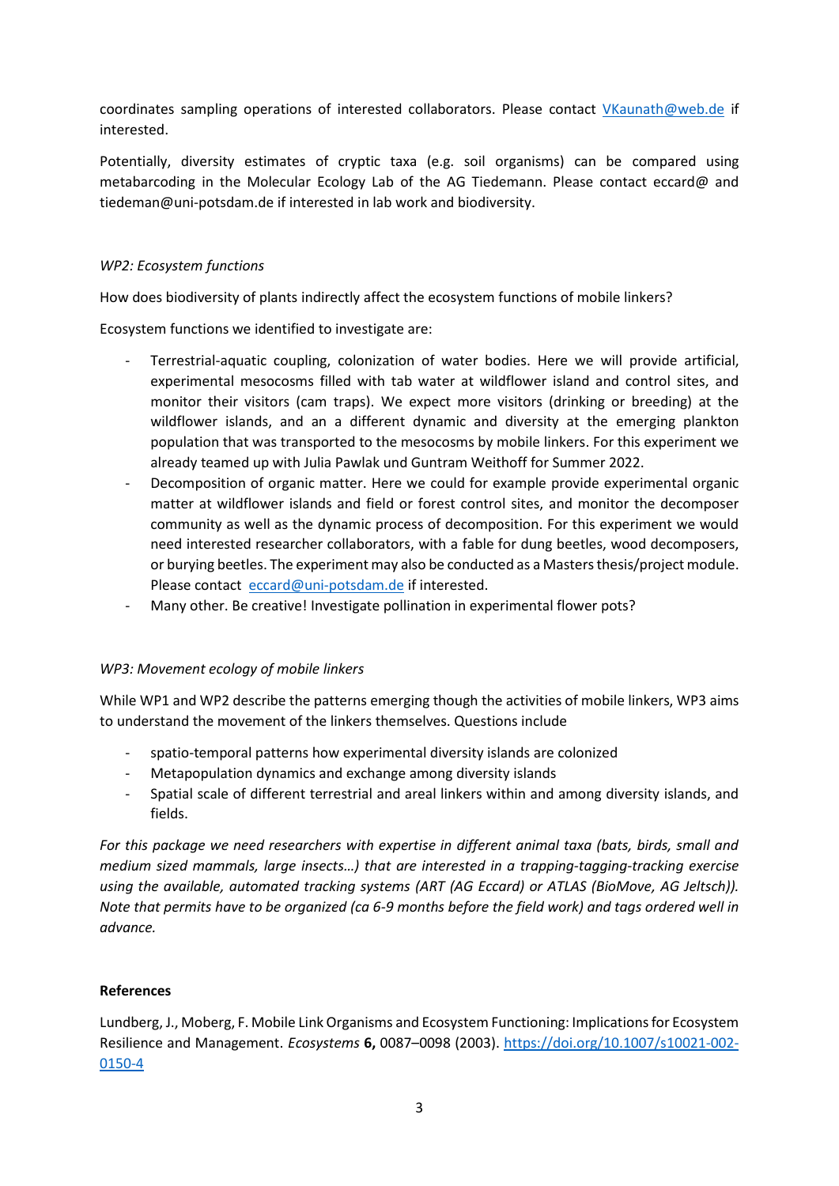coordinates sampling operations of interested collaborators. Please contact VKaunath@web.de if interested.

Potentially, diversity estimates of cryptic taxa (e.g. soil organisms) can be compared using metabarcoding in the Molecular Ecology Lab of the AG Tiedemann. Please contact eccard@ and tiedeman@uni-potsdam.de if interested in lab work and biodiversity.

*WP2: Ecosystem functions*

How does biodiversity of plants indirectly affect the ecosystem functions of mobile linkers?

Ecosystem functions we identified to investigate are:

- Terrestrial-aquatic coupling, colonization of water bodies. Here we will provide artificial, experimental mesocosms filled with tab water at wildflower island and control sites, and monitor their visitors (cam traps). We expect more visitors (drinking or breeding) at the wildflower islands, and an a different dynamic and diversity at the emerging plankton population that was transported to the mesocosms by mobile linkers. For this experiment we already teamed up with Julia Pawlak und Guntram Weithoff for Summer 2022.
- Decomposition of organic matter. Here we could for example provide experimental organic matter at wildflower islands and field or forest control sites, and monitor the decomposer community as well as the dynamic process of decomposition. For this experiment we would need interested researcher collaborators, with a fable for dung beetles, wood decomposers, or burying beetles. The experiment may also be conducted as a Masters thesis/project module. Please contact eccard@uni-potsdam.de if interested.
- Many other. Be creative! Investigate pollination in experimental flower pots?

*WP3: Movement ecology of mobile linkers*

While WP1 and WP2 describe the patterns emerging though the activities of mobile linkers, WP3 aims to understand the movement of the linkers themselves. Questions include

- spatio-temporal patterns how experimental diversity islands are colonized
- Metapopulation dynamics and exchange among diversity islands
- Spatial scale of different terrestrial and areal linkers within and among diversity islands, and fields.

*For this package we need researchers with expertise in different animal taxa (bats, birds, small and medium sized mammals, large insects…) that are interested in a trapping-tagging-tracking exercise using the available, automated tracking systems (ART (AG Eccard) or ATLAS (BioMove, AG Jeltsch)). Note that permits have to be organized (ca 6-9 months before the field work) and tags ordered well in advance.*

**References**

Lundberg, J., Moberg, F. Mobile Link Organisms and Ecosystem Functioning: Implications for Ecosystem Resilience and Management. *Ecosystems* **6,** 0087–0098 (2003). https://doi.org/10.1007/s10021-002-0150-4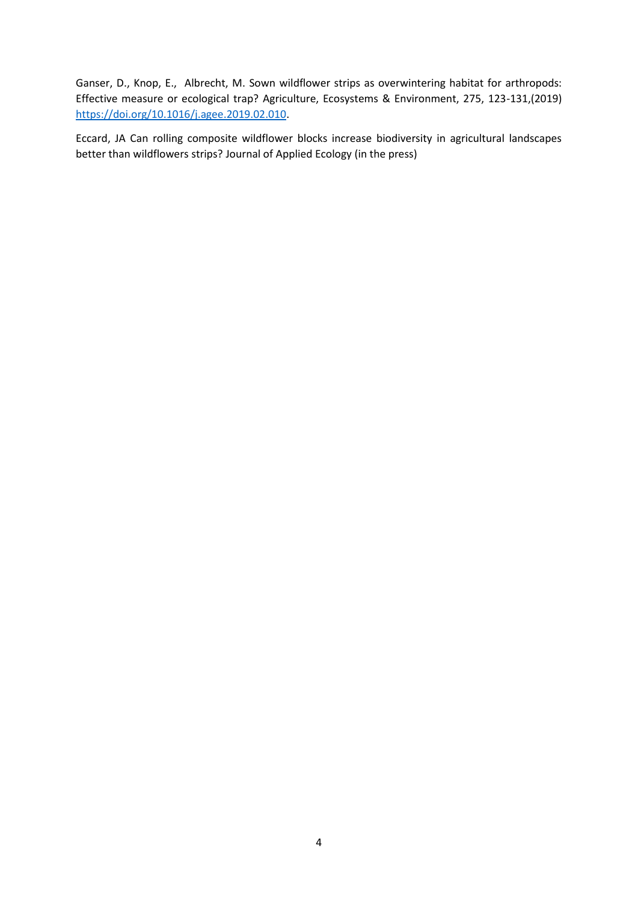Ganser, D., Knop, E., Albrecht, M. Sown wildflower strips as overwintering habitat for arthropods: Effective measure or ecological trap? Agriculture, Ecosystems & Environment, 275, 123-131,(2019) https://doi.org/10.1016/j.agee.2019.02.010.

Eccard, JA Can rolling composite wildflower blocks increase biodiversity in agricultural landscapes better than wildflowers strips? Journal of Applied Ecology (in the press)